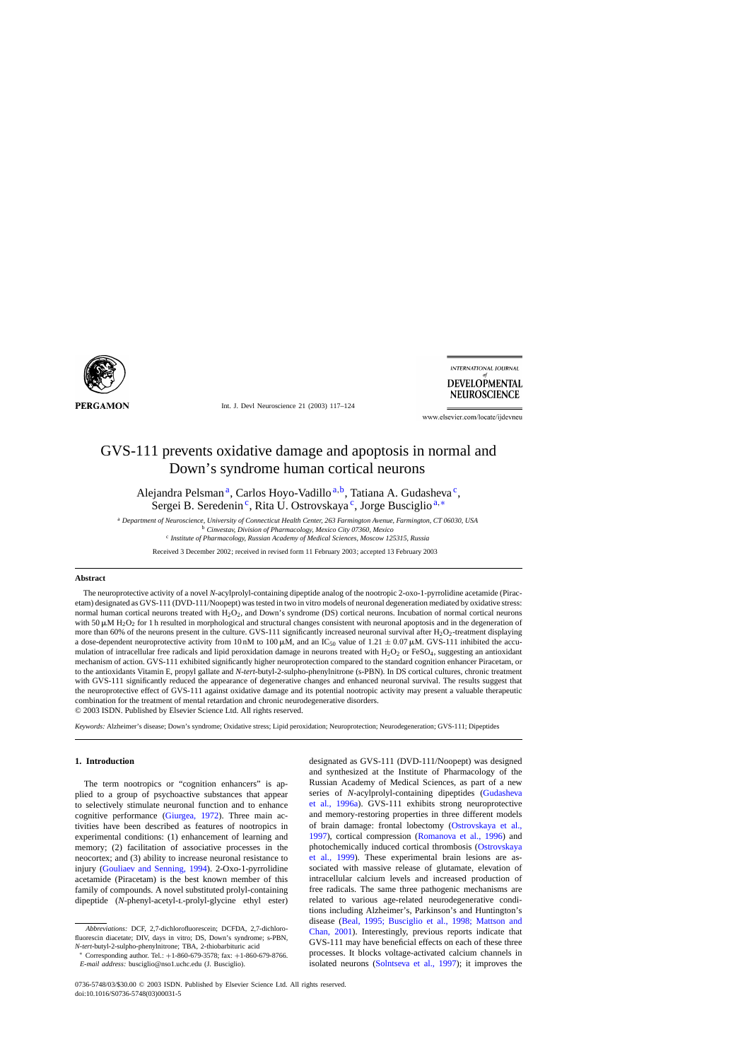# GVS-111 prevents oxidative damage and apoptosis in normal and Down's syndrome human cortical neurons

Alejandra Pelsman [a], Carlos Hoyo-Vadillo [a,b], Tatiana A. Gudasheva [c], Sergei B. Seredenin [c], Rita U. Ostrovskaya [c], Jorge Busciglio [a,*]

[a] Department of Neuroscience, University of Connecticut Health Center, 263 Farmington Avenue, Farmington, CT 06030, USA
[b] Cinvestav, Division of Pharmacology, Mexico City 07360, Mexico
[c] Institute of Pharmacology, Russian Academy of Medical Sciences, Moscow 125315, Russia

Received 3 December 2002; received in revised form 11 February 2003; accepted 13 February 2003

## Abstract

The neuroprotective activity of a novel *N*-acylprolyl-containing dipeptide analog of the nootropic 2-oxo-1-pyrrolidine acetamide (Piracetam) designated as GVS-111 (DVD-111/Noopept) was tested in two in vitro models of neuronal degeneration mediated by oxidative stress: normal human cortical neurons treated with $H_2O_2$, and Down's syndrome (DS) cortical neurons. Incubation of normal cortical neurons with 50 μM $H_2O_2$ for 1 h resulted in morphological and structural changes consistent with neuronal apoptosis and in the degeneration of more than 60% of the neurons present in the culture. GVS-111 significantly increased neuronal survival after $H_2O_2$-treatment displaying a dose-dependent neuroprotective activity from 10 nM to 100 μM, and an $IC_{50}$ value of $1.21 \pm 0.07$ μM. GVS-111 inhibited the accumulation of intracellular free radicals and lipid peroxidation damage in neurons treated with $H_2O_2$ or $FeSO_4$, suggesting an antioxidant mechanism of action. GVS-111 exhibited significantly higher neuroprotection compared to the standard cognition enhancer Piracetam, or to the antioxidants Vitamin E, propyl gallate and *N*-*tert*-butyl-2-sulpho-phenylnitrone (s-PBN). In DS cortical cultures, chronic treatment with GVS-111 significantly reduced the appearance of degenerative changes and enhanced neuronal survival. The results suggest that the neuroprotective effect of GVS-111 against oxidative damage and its potential nootropic activity may present a valuable therapeutic combination for the treatment of mental retardation and chronic neurodegenerative disorders.

© 2003 ISDN. Published by Elsevier Science Ltd. All rights reserved.

*Keywords:* Alzheimer's disease; Down's syndrome; Oxidative stress; Lipid peroxidation; Neuroprotection; Neurodegeneration; GVS-111; Dipeptides

## 1. Introduction

The term nootropics or "cognition enhancers" is applied to a group of psychoactive substances that appear to selectively stimulate neuronal function and to enhance cognitive performance (Giurgea, 1972). Three main activities have been described as features of nootropics in experimental conditions: (1) enhancement of learning and memory; (2) facilitation of associative processes in the neocortex; and (3) ability to increase neuronal resistance to injury (Gouliaev and Senning, 1994). 2-Oxo-1-pyrrolidine acetamide (Piracetam) is the best known member of this family of compounds. A novel substituted prolyl-containing dipeptide (*N*-phenyl-acetyl-L-prolyl-glycine ethyl ester) designated as GVS-111 (DVD-111/Noopept) was designed and synthesized at the Institute of Pharmacology of the Russian Academy of Medical Sciences, as part of a new series of *N*-acylprolyl-containing dipeptides (Gudasheva et al., 1996a). GVS-111 exhibits strong neuroprotective and memory-restoring properties in three different models of brain damage: frontal lobectomy (Ostrovskaya et al., 1997), cortical compression (Romanova et al., 1996) and photochemically induced cortical thrombosis (Ostrovskaya et al., 1999). These experimental brain lesions are associated with massive release of glutamate, elevation of intracellular calcium levels and increased production of free radicals. The same three pathogenic mechanisms are related to various age-related neurodegenerative conditions including Alzheimer's, Parkinson's and Huntington's disease (Beal, 1995; Busciglio et al., 1998; Mattson and Chan, 2001). Interestingly, previous reports indicate that GVS-111 may have beneficial effects on each of these three processes. It blocks voltage-activated calcium channels in isolated neurons (Solntseva et al., 1997); it improves the

*Abbreviations:* DCF, 2,7-dichlorofluorescein; DCFDA, 2,7-dichlorofluorescin diacetate; DIV, days in vitro; DS, Down's syndrome; s-PBN, *N*-*tert*-butyl-2-sulpho-phenylnitrone; TBA, 2-thiobarbituric acid

* Corresponding author. Tel.: +1-860-679-3578; fax: +1-860-679-8766. *E-mail address:* busciglio@nso1.uchc.edu (J. Busciglio).

0736-5748/03/$30.00 © 2003 ISDN. Published by Elsevier Science Ltd. All rights reserved.
doi:10.1016/S0736-5748(03)00031-5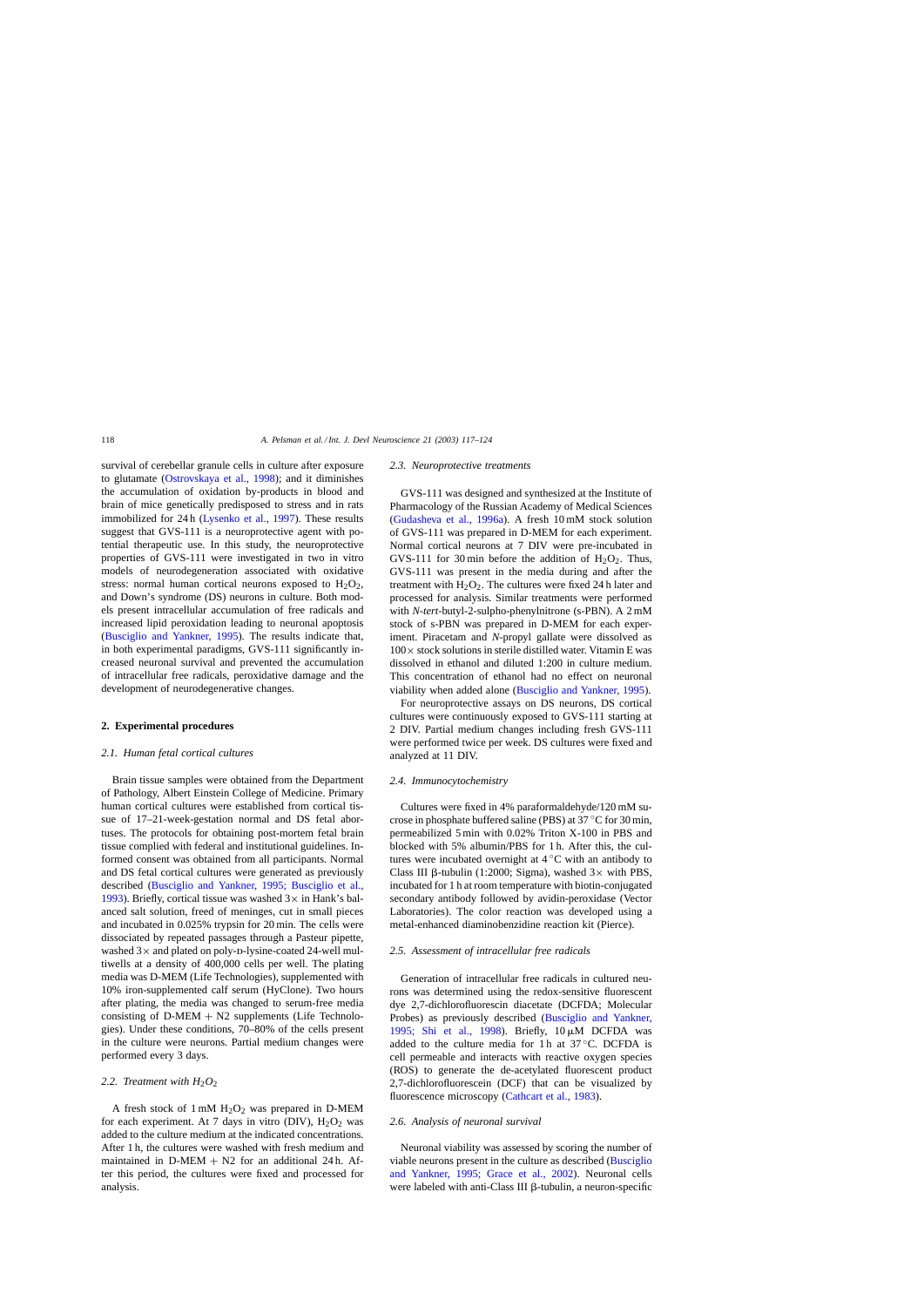survival of cerebellar granule cells in culture after exposure to glutamate (Ostrovskaya et al., 1998); and it diminishes the accumulation of oxidation by-products in blood and brain of mice genetically predisposed to stress and in rats immobilized for 24 h (Lysenko et al., 1997). These results suggest that GVS-111 is a neuroprotective agent with potential therapeutic use. In this study, the neuroprotective properties of GVS-111 were investigated in two in vitro models of neurodegeneration associated with oxidative stress: normal human cortical neurons exposed to $H_2O_2$, and Down's syndrome (DS) neurons in culture. Both models present intracellular accumulation of free radicals and increased lipid peroxidation leading to neuronal apoptosis (Busciglio and Yankner, 1995). The results indicate that, in both experimental paradigms, GVS-111 significantly increased neuronal survival and prevented the accumulation of intracellular free radicals, peroxidative damage and the development of neurodegenerative changes.

## 2. Experimental procedures

### 2.1. Human fetal cortical cultures

Brain tissue samples were obtained from the Department of Pathology, Albert Einstein College of Medicine. Primary human cortical cultures were established from cortical tissue of 17–21-week-gestation normal and DS fetal abortuses. The protocols for obtaining post-mortem fetal brain tissue complied with federal and institutional guidelines. Informed consent was obtained from all participants. Normal and DS fetal cortical cultures were generated as previously described (Busciglio and Yankner, 1995; Busciglio et al., 1993). Briefly, cortical tissue was washed 3× in Hank's balanced salt solution, freed of meninges, cut in small pieces and incubated in 0.025% trypsin for 20 min. The cells were dissociated by repeated passages through a Pasteur pipette, washed 3× and plated on poly-D-lysine-coated 24-well multiwells at a density of 400,000 cells per well. The plating media was D-MEM (Life Technologies), supplemented with 10% iron-supplemented calf serum (HyClone). Two hours after plating, the media was changed to serum-free media consisting of D-MEM + N2 supplements (Life Technologies). Under these conditions, 70–80% of the cells present in the culture were neurons. Partial medium changes were performed every 3 days.

### 2.2. Treatment with $H_2O_2$

A fresh stock of 1 mM $H_2O_2$ was prepared in D-MEM for each experiment. At 7 days in vitro (DIV), $H_2O_2$ was added to the culture medium at the indicated concentrations. After 1 h, the cultures were washed with fresh medium and maintained in D-MEM + N2 for an additional 24 h. After this period, the cultures were fixed and processed for analysis.

### 2.3. Neuroprotective treatments

GVS-111 was designed and synthesized at the Institute of Pharmacology of the Russian Academy of Medical Sciences (Gudasheva et al., 1996a). A fresh 10 mM stock solution of GVS-111 was prepared in D-MEM for each experiment. Normal cortical neurons at 7 DIV were pre-incubated in GVS-111 for 30 min before the addition of $H_2O_2$. Thus, GVS-111 was present in the media during and after the treatment with $H_2O_2$. The cultures were fixed 24 h later and processed for analysis. Similar treatments were performed with *N*-*tert*-butyl-2-sulpho-phenylnitrone (s-PBN). A 2 mM stock of s-PBN was prepared in D-MEM for each experiment. Piracetam and *N*-propyl gallate were dissolved as 100× stock solutions in sterile distilled water. Vitamin E was dissolved in ethanol and diluted 1:200 in culture medium. This concentration of ethanol had no effect on neuronal viability when added alone (Busciglio and Yankner, 1995).

For neuroprotective assays on DS neurons, DS cortical cultures were continuously exposed to GVS-111 starting at 2 DIV. Partial medium changes including fresh GVS-111 were performed twice per week. DS cultures were fixed and analyzed at 11 DIV.

### 2.4. Immunocytochemistry

Cultures were fixed in 4% paraformaldehyde/120 mM sucrose in phosphate buffered saline (PBS) at 37 °C for 30 min, permeabilized 5 min with 0.02% Triton X-100 in PBS and blocked with 5% albumin/PBS for 1 h. After this, the cultures were incubated overnight at 4 °C with an antibody to Class III β-tubulin (1:2000; Sigma), washed 3× with PBS, incubated for 1 h at room temperature with biotin-conjugated secondary antibody followed by avidin-peroxidase (Vector Laboratories). The color reaction was developed using a metal-enhanced diaminobenzidine reaction kit (Pierce).

### 2.5. Assessment of intracellular free radicals

Generation of intracellular free radicals in cultured neurons was determined using the redox-sensitive fluorescent dye 2,7-dichlorofluorescin diacetate (DCFDA; Molecular Probes) as previously described (Busciglio and Yankner, 1995; Shi et al., 1998). Briefly, 10 μM DCFDA was added to the culture media for 1 h at 37 °C. DCFDA is cell permeable and interacts with reactive oxygen species (ROS) to generate the de-acetylated fluorescent product 2,7-dichlorofluorescein (DCF) that can be visualized by fluorescence microscopy (Cathcart et al., 1983).

### 2.6. Analysis of neuronal survival

Neuronal viability was assessed by scoring the number of viable neurons present in the culture as described (Busciglio and Yankner, 1995; Grace et al., 2002). Neuronal cells were labeled with anti-Class III β-tubulin, a neuron-specific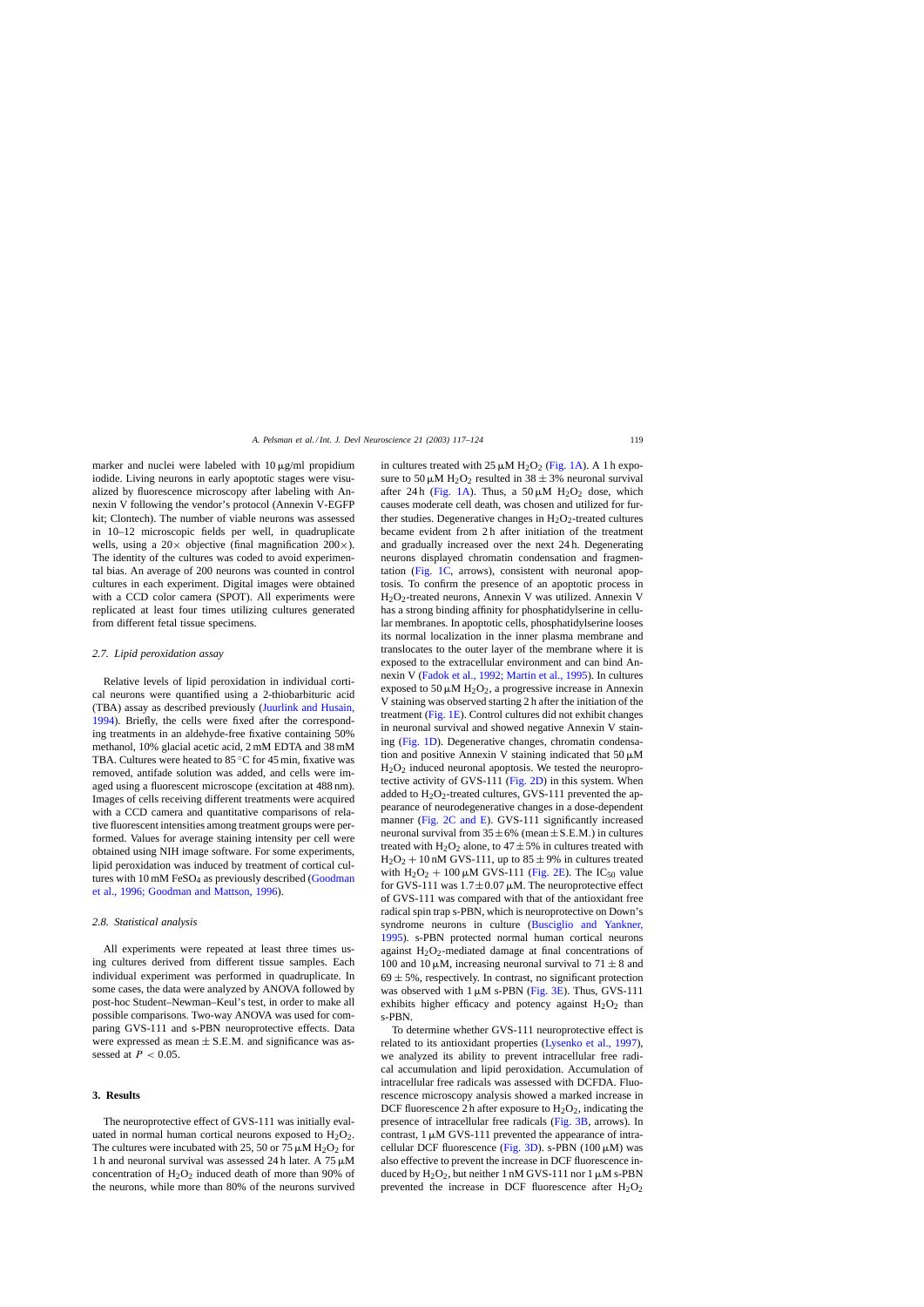marker and nuclei were labeled with 10 μg/ml propidium iodide. Living neurons in early apoptotic stages were visualized by fluorescence microscopy after labeling with Annexin V following the vendor's protocol (Annexin V-EGFP kit; Clontech). The number of viable neurons was assessed in 10–12 microscopic fields per well, in quadruplicate wells, using a 20× objective (final magnification 200×). The identity of the cultures was coded to avoid experimental bias. An average of 200 neurons was counted in control cultures in each experiment. Digital images were obtained with a CCD color camera (SPOT). All experiments were replicated at least four times utilizing cultures generated from different fetal tissue specimens.

### 2.7. Lipid peroxidation assay

Relative levels of lipid peroxidation in individual cortical neurons were quantified using a 2-thiobarbituric acid (TBA) assay as described previously (Juurlink and Husain, 1994). Briefly, the cells were fixed after the corresponding treatments in an aldehyde-free fixative containing 50% methanol, 10% glacial acetic acid, 2 mM EDTA and 38 mM TBA. Cultures were heated to 85 °C for 45 min, fixative was removed, antifade solution was added, and cells were imaged using a fluorescent microscope (excitation at 488 nm). Images of cells receiving different treatments were acquired with a CCD camera and quantitative comparisons of relative fluorescent intensities among treatment groups were performed. Values for average staining intensity per cell were obtained using NIH image software. For some experiments, lipid peroxidation was induced by treatment of cortical cultures with 10 mM $FeSO_4$ as previously described (Goodman et al., 1996; Goodman and Mattson, 1996).

### 2.8. Statistical analysis

All experiments were repeated at least three times using cultures derived from different tissue samples. Each individual experiment was performed in quadruplicate. In some cases, the data were analyzed by ANOVA followed by post-hoc Student–Newman–Keul's test, in order to make all possible comparisons. Two-way ANOVA was used for comparing GVS-111 and s-PBN neuroprotective effects. Data were expressed as mean ± S.E.M. and significance was assessed at $P < 0.05$.

## 3. Results

The neuroprotective effect of GVS-111 was initially evaluated in normal human cortical neurons exposed to $H_2O_2$. The cultures were incubated with 25, 50 or 75 μM $H_2O_2$ for 1 h and neuronal survival was assessed 24 h later. A 75 μM concentration of $H_2O_2$ induced death of more than 90% of the neurons, while more than 80% of the neurons survived in cultures treated with 25 μM $H_2O_2$ (Fig. 1A). A 1 h exposure to 50 μM $H_2O_2$ resulted in 38 ± 3% neuronal survival after 24 h (Fig. 1A). Thus, a 50 μM $H_2O_2$ dose, which causes moderate cell death, was chosen and utilized for further studies. Degenerative changes in $H_2O_2$-treated cultures became evident from 2 h after initiation of the treatment and gradually increased over the next 24 h. Degenerating neurons displayed chromatin condensation and fragmentation (Fig. 1C, arrows), consistent with neuronal apoptosis. To confirm the presence of an apoptotic process in $H_2O_2$-treated neurons, Annexin V was utilized. Annexin V has a strong binding affinity for phosphatidylserine in cellular membranes. In apoptotic cells, phosphatidylserine looses its normal localization in the inner plasma membrane and translocates to the outer layer of the membrane where it is exposed to the extracellular environment and can bind Annexin V (Fadok et al., 1992; Martin et al., 1995). In cultures exposed to 50 μM $H_2O_2$, a progressive increase in Annexin V staining was observed starting 2 h after the initiation of the treatment (Fig. 1E). Control cultures did not exhibit changes in neuronal survival and showed negative Annexin V staining (Fig. 1D). Degenerative changes, chromatin condensation and positive Annexin V staining indicated that 50 μM $H_2O_2$ induced neuronal apoptosis. We tested the neuroprotective activity of GVS-111 (Fig. 2D) in this system. When added to $H_2O_2$-treated cultures, GVS-111 prevented the appearance of neurodegenerative changes in a dose-dependent manner (Fig. 2C and E). GVS-111 significantly increased neuronal survival from 35 ± 6% (mean ± S.E.M.) in cultures treated with $H_2O_2$ alone, to 47 ± 5% in cultures treated with $H_2O_2$ + 10 nM GVS-111, up to 85 ± 9% in cultures treated with $H_2O_2$ + 100 μM GVS-111 (Fig. 2E). The $IC_{50}$ value for GVS-111 was 1.7 ± 0.07 μM. The neuroprotective effect of GVS-111 was compared with that of the antioxidant free radical spin trap s-PBN, which is neuroprotective on Down's syndrome neurons in culture (Busciglio and Yankner, 1995). s-PBN protected normal human cortical neurons against $H_2O_2$-mediated damage at final concentrations of 100 and 10 μM, increasing neuronal survival to 71 ± 8 and 69 ± 5%, respectively. In contrast, no significant protection was observed with 1 μM s-PBN (Fig. 3E). Thus, GVS-111 exhibits higher efficacy and potency against $H_2O_2$ than s-PBN.

To determine whether GVS-111 neuroprotective effect is related to its antioxidant properties (Lysenko et al., 1997), we analyzed its ability to prevent intracellular free radical accumulation and lipid peroxidation. Accumulation of intracellular free radicals was assessed with DCFDA. Fluorescence microscopy analysis showed a marked increase in DCF fluorescence 2 h after exposure to $H_2O_2$, indicating the presence of intracellular free radicals (Fig. 3B, arrows). In contrast, 1 μM GVS-111 prevented the appearance of intracellular DCF fluorescence (Fig. 3D). s-PBN (100 μM) was also effective to prevent the increase in DCF fluorescence induced by $H_2O_2$, but neither 1 nM GVS-111 nor 1 μM s-PBN prevented the increase in DCF fluorescence after $H_2O_2$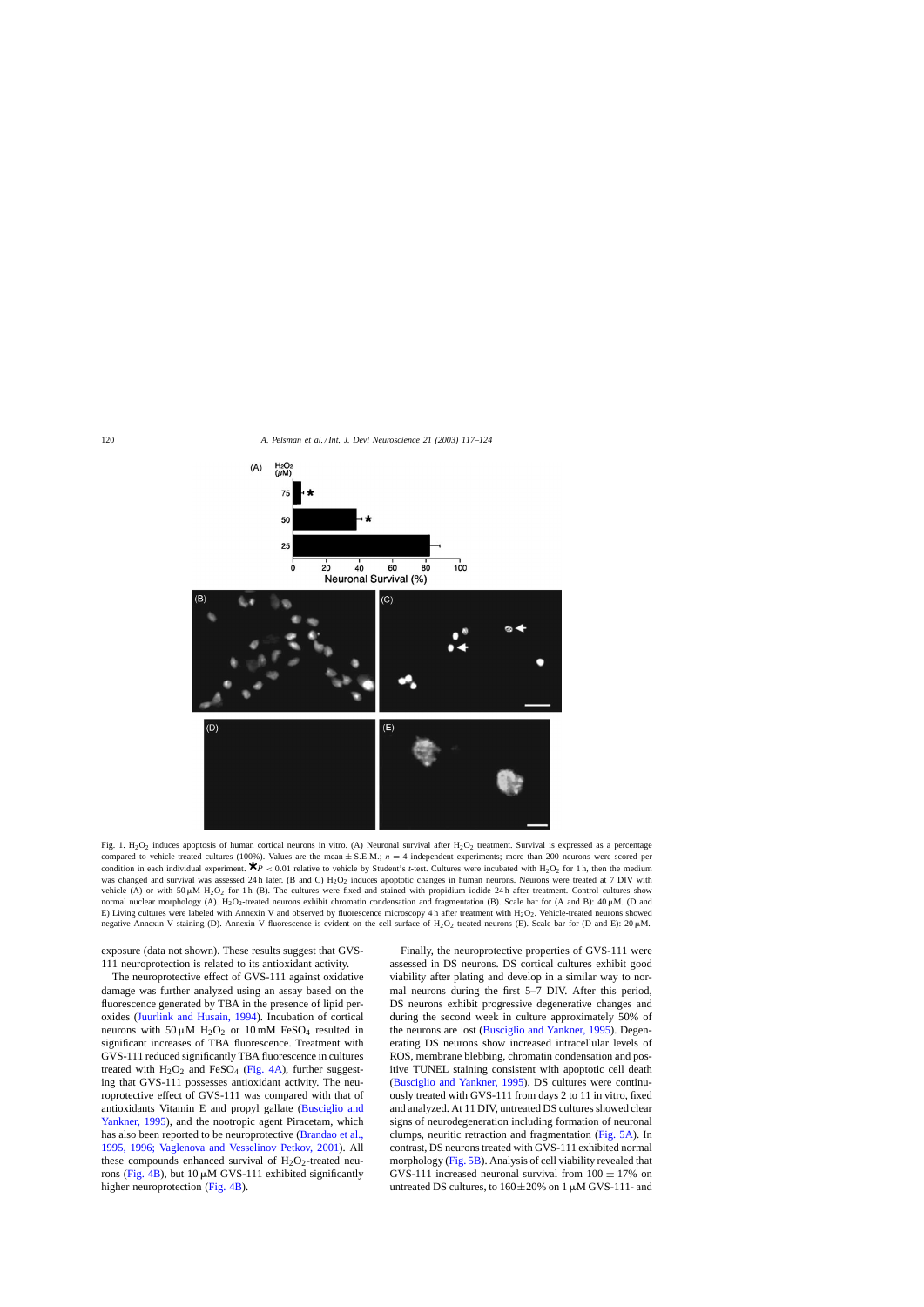Fig. 1. $H_2O_2$ induces apoptosis of human cortical neurons in vitro. (A) Neuronal survival after $H_2O_2$ treatment. Survival is expressed as a percentage compared to vehicle-treated cultures (100%). Values are the mean ± S.E.M.; $n = 4$ independent experiments; more than 200 neurons were scored per condition in each individual experiment. ★$P < 0.01$ relative to vehicle by Student's *t*-test. Cultures were incubated with $H_2O_2$ for 1 h, then the medium was changed and survival was assessed 24 h later. (B and C) $H_2O_2$ induces apoptotic changes in human neurons. Neurons were treated at 7 DIV with vehicle (A) or with 50 μM $H_2O_2$ for 1 h (B). The cultures were fixed and stained with propidium iodide 24 h after treatment. Control cultures show normal nuclear morphology (A). $H_2O_2$-treated neurons exhibit chromatin condensation and fragmentation (B). Scale bar for (A and B): 40 μM. (D and E) Living cultures were labeled with Annexin V and observed by fluorescence microscopy 4 h after treatment with $H_2O_2$. Vehicle-treated neurons showed negative Annexin V staining (D). Annexin V fluorescence is evident on the cell surface of $H_2O_2$ treated neurons (E). Scale bar for (D and E): 20 μM.

exposure (data not shown). These results suggest that GVS-111 neuroprotection is related to its antioxidant activity.

The neuroprotective effect of GVS-111 against oxidative damage was further analyzed using an assay based on the fluorescence generated by TBA in the presence of lipid peroxides (Juurlink and Husain, 1994). Incubation of cortical neurons with 50 μM $H_2O_2$ or 10 mM $FeSO_4$ resulted in significant increases of TBA fluorescence. Treatment with GVS-111 reduced significantly TBA fluorescence in cultures treated with $H_2O_2$ and $FeSO_4$ (Fig. 4A), further suggesting that GVS-111 possesses antioxidant activity. The neuroprotective effect of GVS-111 was compared with that of antioxidants Vitamin E and propyl gallate (Busciglio and Yankner, 1995), and the nootropic agent Piracetam, which has also been reported to be neuroprotective (Brandao et al., 1995, 1996; Vaglenova and Vesselinov Petkov, 2001). All these compounds enhanced survival of $H_2O_2$-treated neurons (Fig. 4B), but 10 μM GVS-111 exhibited significantly higher neuroprotection (Fig. 4B).

Finally, the neuroprotective properties of GVS-111 were assessed in DS neurons. DS cortical cultures exhibit good viability after plating and develop in a similar way to normal neurons during the first 5–7 DIV. After this period, DS neurons exhibit progressive degenerative changes and during the second week in culture approximately 50% of the neurons are lost (Busciglio and Yankner, 1995). Degenerating DS neurons show increased intracellular levels of ROS, membrane blebbing, chromatin condensation and positive TUNEL staining consistent with apoptotic cell death (Busciglio and Yankner, 1995). DS cultures were continuously treated with GVS-111 from days 2 to 11 in vitro, fixed and analyzed. At 11 DIV, untreated DS cultures showed clear signs of neurodegeneration including formation of neuronal clumps, neuritic retraction and fragmentation (Fig. 5A). In contrast, DS neurons treated with GVS-111 exhibited normal morphology (Fig. 5B). Analysis of cell viability revealed that GVS-111 increased neuronal survival from 100 ± 17% on untreated DS cultures, to 160 ± 20% on 1 μM GVS-111- and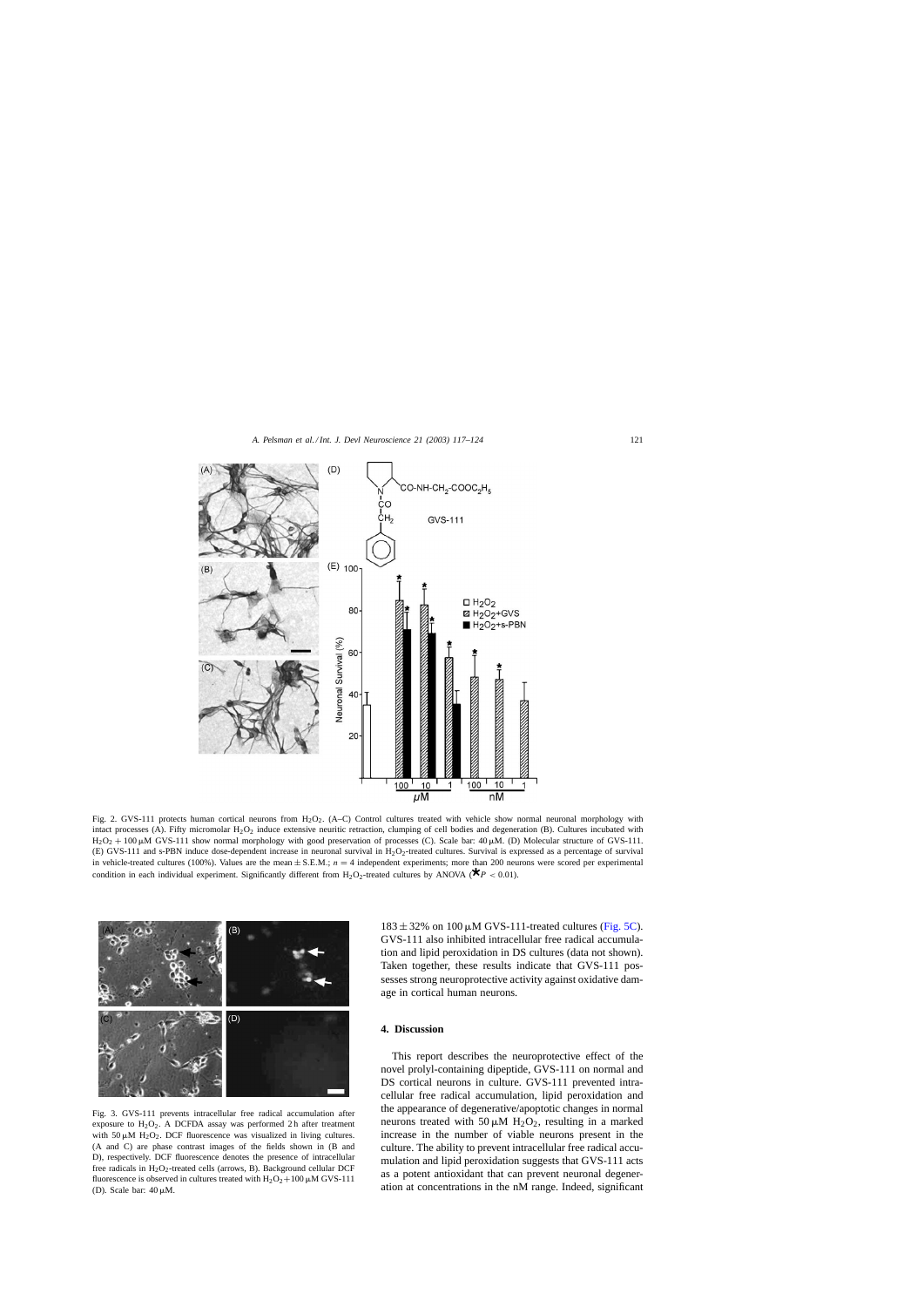Fig. 2. GVS-111 protects human cortical neurons from $H_2O_2$. (A–C) Control cultures treated with vehicle show normal neuronal morphology with intact processes (A). Fifty micromolar $H_2O_2$ induce extensive neuritic retraction, clumping of cell bodies and degeneration (B). Cultures incubated with $H_2O_2$ + 100 μM GVS-111 show normal morphology with good preservation of processes (C). Scale bar: 40 μM. (D) Molecular structure of GVS-111. (E) GVS-111 and s-PBN induce dose-dependent increase in neuronal survival in $H_2O_2$-treated cultures. Survival is expressed as a percentage of survival in vehicle-treated cultures (100%). Values are the mean ± S.E.M.; $n = 4$ independent experiments; more than 200 neurons were scored per experimental condition in each individual experiment. Significantly different from $H_2O_2$-treated cultures by ANOVA (*$P < 0.01$).

Fig. 3. GVS-111 prevents intracellular free radical accumulation after exposure to $H_2O_2$. A DCFDA assay was performed 2 h after treatment with 50 μM $H_2O_2$. DCF fluorescence was visualized in living cultures. (A and C) are phase contrast images of the fields shown in (B and D), respectively. DCF fluorescence denotes the presence of intracellular free radicals in $H_2O_2$-treated cells (arrows, B). Background cellular DCF fluorescence is observed in cultures treated with $H_2O_2$ + 100 μM GVS-111 (D). Scale bar: 40 μM.

183 ± 32% on 100 μM GVS-111-treated cultures (Fig. 5C). GVS-111 also inhibited intracellular free radical accumulation and lipid peroxidation in DS cultures (data not shown). Taken together, these results indicate that GVS-111 possesses strong neuroprotective activity against oxidative damage in cortical human neurons.

## 4. Discussion

This report describes the neuroprotective effect of the novel prolyl-containing dipeptide, GVS-111 on normal and DS cortical neurons in culture. GVS-111 prevented intracellular free radical accumulation, lipid peroxidation and the appearance of degenerative/apoptotic changes in normal neurons treated with 50 μM $H_2O_2$, resulting in a marked increase in the number of viable neurons present in the culture. The ability to prevent intracellular free radical accumulation and lipid peroxidation suggests that GVS-111 acts as a potent antioxidant that can prevent neuronal degeneration at concentrations in the nM range. Indeed, significant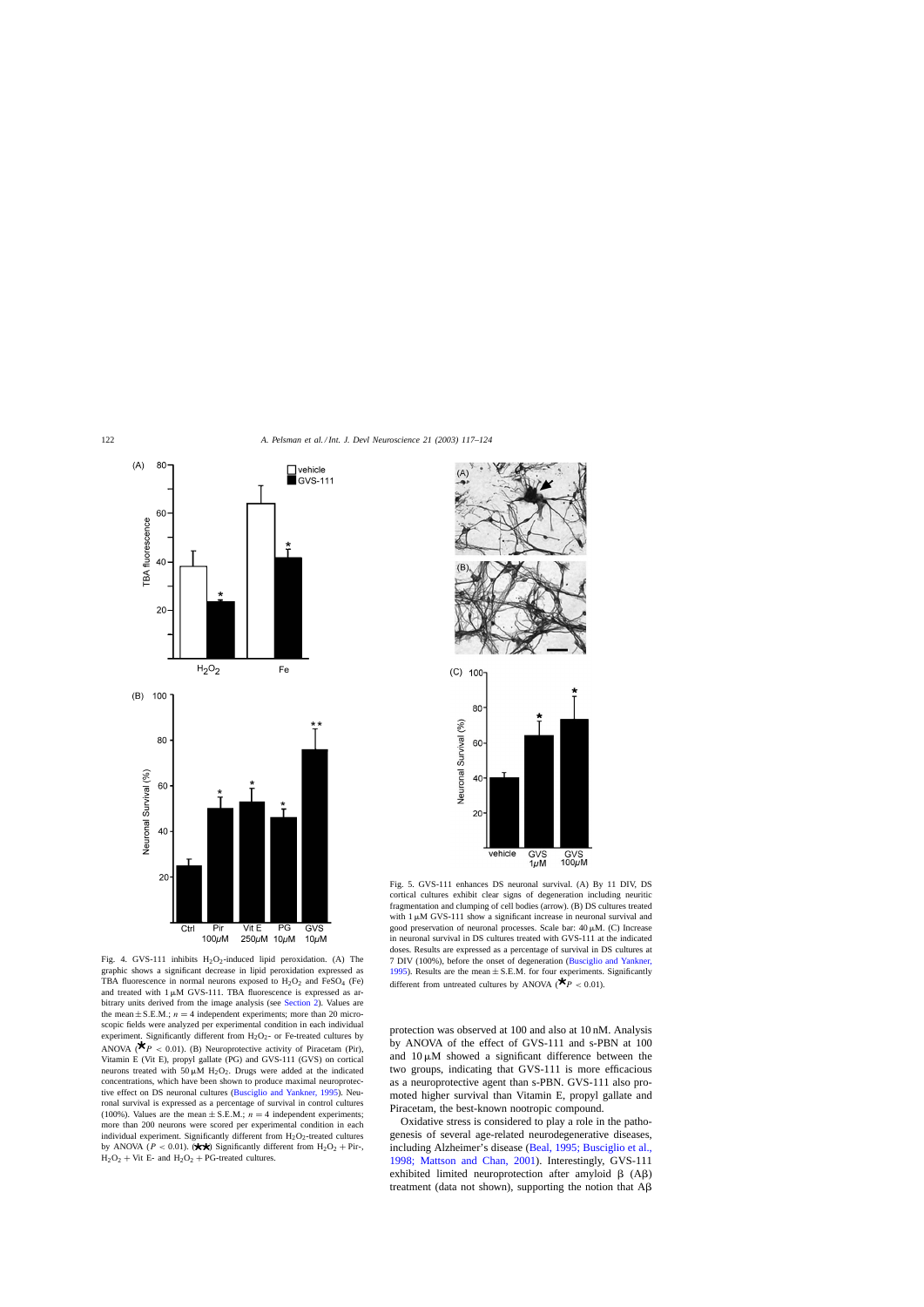Fig. 4. GVS-111 inhibits $H_2O_2$-induced lipid peroxidation. (A) The graphic shows a significant decrease in lipid peroxidation expressed as TBA fluorescence in normal neurons exposed to $H_2O_2$ and $FeSO_4$ (Fe) and treated with 1 μM GVS-111. TBA fluorescence is expressed as arbitrary units derived from the image analysis (see Section 2). Values are the mean ± S.E.M.; $n = 4$ independent experiments; more than 20 microscopic fields were analyzed per experimental condition in each individual experiment. Significantly different from $H_2O_2$- or Fe-treated cultures by ANOVA (* $P < 0.01$). (B) Neuroprotective activity of Piracetam (Pir), Vitamin E (Vit E), propyl gallate (PG) and GVS-111 (GVS) on cortical neurons treated with 50 μM $H_2O_2$. Drugs were added at the indicated concentrations, which have been shown to produce maximal neuroprotective effect on DS neuronal cultures (Busciglio and Yankner, 1995). Neuronal survival is expressed as a percentage of survival in control cultures (100%). Values are the mean ± S.E.M.; $n = 4$ independent experiments; more than 200 neurons were scored per experimental condition in each individual experiment. Significantly different from $H_2O_2$-treated cultures by ANOVA ($P < 0.01$). (**) Significantly different from $H_2O_2$ + Pir-, $H_2O_2$ + Vit E- and $H_2O_2$ + PG-treated cultures.

Fig. 5. GVS-111 enhances DS neuronal survival. (A) By 11 DIV, DS cortical cultures exhibit clear signs of degeneration including neuritic fragmentation and clumping of cell bodies (arrow). (B) DS cultures treated with 1 μM GVS-111 show a significant increase in neuronal survival and good preservation of neuronal processes. Scale bar: 40 μM. (C) Increase in neuronal survival in DS cultures treated with GVS-111 at the indicated doses. Results are expressed as a percentage of survival in DS cultures at 7 DIV (100%), before the onset of degeneration (Busciglio and Yankner, 1995). Results are the mean ± S.E.M. for four experiments. Significantly different from untreated cultures by ANOVA (* $P < 0.01$).

protection was observed at 100 and also at 10 nM. Analysis by ANOVA of the effect of GVS-111 and s-PBN at 100 and 10 μM showed a significant difference between the two groups, indicating that GVS-111 is more efficacious as a neuroprotective agent than s-PBN. GVS-111 also promoted higher survival than Vitamin E, propyl gallate and Piracetam, the best-known nootropic compound.

Oxidative stress is considered to play a role in the pathogenesis of several age-related neurodegenerative diseases, including Alzheimer's disease (Beal, 1995; Busciglio et al., 1998; Mattson and Chan, 2001). Interestingly, GVS-111 exhibited limited neuroprotection after amyloid β (Aβ) treatment (data not shown), supporting the notion that Aβ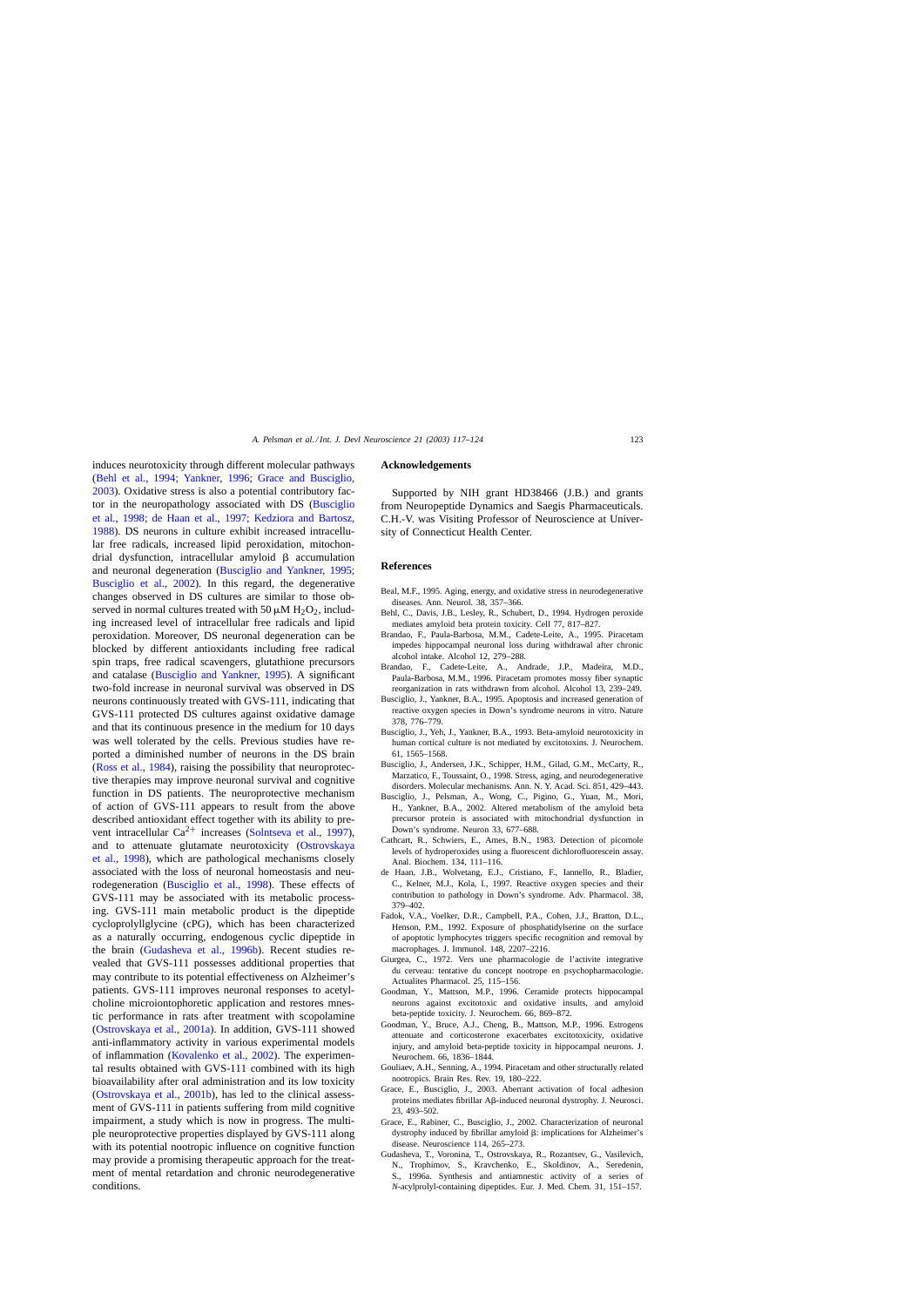induces neurotoxicity through different molecular pathways (Behl et al., 1994; Yankner, 1996; Grace and Busciglio, 2003). Oxidative stress is also a potential contributory factor in the neuropathology associated with DS (Busciglio et al., 1998; de Haan et al., 1997; Kedziora and Bartosz, 1988). DS neurons in culture exhibit increased intracellular free radicals, increased lipid peroxidation, mitochondrial dysfunction, intracellular amyloid β accumulation and neuronal degeneration (Busciglio and Yankner, 1995; Busciglio et al., 2002). In this regard, the degenerative changes observed in DS cultures are similar to those observed in normal cultures treated with 50 μM $H_2O_2$, including increased level of intracellular free radicals and lipid peroxidation. Moreover, DS neuronal degeneration can be blocked by different antioxidants including free radical spin traps, free radical scavengers, glutathione precursors and catalase (Busciglio and Yankner, 1995). A significant two-fold increase in neuronal survival was observed in DS neurons continuously treated with GVS-111, indicating that GVS-111 protected DS cultures against oxidative damage and that its continuous presence in the medium for 10 days was well tolerated by the cells. Previous studies have reported a diminished number of neurons in the DS brain (Ross et al., 1984), raising the possibility that neuroprotective therapies may improve neuronal survival and cognitive function in DS patients. The neuroprotective mechanism of action of GVS-111 appears to result from the above described antioxidant effect together with its ability to prevent intracellular $Ca^{2+}$ increases (Solntseva et al., 1997), and to attenuate glutamate neurotoxicity (Ostrovskaya et al., 1998), which are pathological mechanisms closely associated with the loss of neuronal homeostasis and neurodegeneration (Busciglio et al., 1998). These effects of GVS-111 may be associated with its metabolic processing. GVS-111 main metabolic product is the dipeptide cycloprolyllglycine (cPG), which has been characterized as a naturally occurring, endogenous cyclic dipeptide in the brain (Gudasheva et al., 1996b). Recent studies revealed that GVS-111 possesses additional properties that may contribute to its potential effectiveness on Alzheimer's patients. GVS-111 improves neuronal responses to acetylcholine microiontophoretic application and restores mnestic performance in rats after treatment with scopolamine (Ostrovskaya et al., 2001a). In addition, GVS-111 showed anti-inflammatory activity in various experimental models of inflammation (Kovalenko et al., 2002). The experimental results obtained with GVS-111 combined with its high bioavailability after oral administration and its low toxicity (Ostrovskaya et al., 2001b), has led to the clinical assessment of GVS-111 in patients suffering from mild cognitive impairment, a study which is now in progress. The multiple neuroprotective properties displayed by GVS-111 along with its potential nootropic influence on cognitive function may provide a promising therapeutic approach for the treatment of mental retardation and chronic neurodegenerative conditions.

## Acknowledgements

Supported by NIH grant HD38466 (J.B.) and grants from Neuropeptide Dynamics and Saegis Pharmaceuticals. C.H.-V. was Visiting Professor of Neuroscience at University of Connecticut Health Center.

## References

Beal, M.F., 1995. Aging, energy, and oxidative stress in neurodegenerative diseases. Ann. Neurol. 38, 357–366.

Behl, C., Davis, J.B., Lesley, R., Schubert, D., 1994. Hydrogen peroxide mediates amyloid beta protein toxicity. Cell 77, 817–827.

Brandao, F., Paula-Barbosa, M.M., Cadete-Leite, A., 1995. Piracetam impedes hippocampal neuronal loss during withdrawal after chronic alcohol intake. Alcohol 12, 279–288.

Brandao, F., Cadete-Leite, A., Andrade, J.P., Madeira, M.D., Paula-Barbosa, M.M., 1996. Piracetam promotes mossy fiber synaptic reorganization in rats withdrawn from alcohol. Alcohol 13, 239–249.

Busciglio, J., Yankner, B.A., 1995. Apoptosis and increased generation of reactive oxygen species in Down's syndrome neurons in vitro. Nature 378, 776–779.

Busciglio, J., Yeh, J., Yankner, B.A., 1993. Beta-amyloid neurotoxicity in human cortical culture is not mediated by excitotoxins. J. Neurochem. 61, 1565–1568.

Busciglio, J., Andersen, J.K., Schipper, H.M., Gilad, G.M., McCarty, R., Marzatico, F., Toussaint, O., 1998. Stress, aging, and neurodegenerative disorders. Molecular mechanisms. Ann. N. Y. Acad. Sci. 851, 429–443.

Busciglio, J., Pelsman, A., Wong, C., Pigino, G., Yuan, M., Mori, H., Yankner, B.A., 2002. Altered metabolism of the amyloid beta precursor protein is associated with mitochondrial dysfunction in Down's syndrome. Neuron 33, 677–688.

Cathcart, R., Schwiers, E., Ames, B.N., 1983. Detection of picomole levels of hydroperoxides using a fluorescent dichlorofluorescein assay. Anal. Biochem. 134, 111–116.

de Haan, J.B., Wolvetang, E.J., Cristiano, F., Iannello, R., Bladier, C., Kelner, M.J., Kola, I., 1997. Reactive oxygen species and their contribution to pathology in Down's syndrome. Adv. Pharmacol. 38, 379–402.

Fadok, V.A., Voelker, D.R., Campbell, P.A., Cohen, J.J., Bratton, D.L., Henson, P.M., 1992. Exposure of phosphatidylserine on the surface of apoptotic lymphocytes triggers specific recognition and removal by macrophages. J. Immunol. 148, 2207–2216.

Giurgea, C., 1972. Vers une pharmacologie de l'activite integrative du cerveau: tentative du concept nootrope en psychopharmacologie. Actualites Pharmacol. 25, 115–156.

Goodman, Y., Mattson, M.P., 1996. Ceramide protects hippocampal neurons against excitotoxic and oxidative insults, and amyloid beta-peptide toxicity. J. Neurochem. 66, 869–872.

Goodman, Y., Bruce, A.J., Cheng, B., Mattson, M.P., 1996. Estrogens attenuate and corticosterone exacerbates excitotoxicity, oxidative injury, and amyloid beta-peptide toxicity in hippocampal neurons. J. Neurochem. 66, 1836–1844.

Gouliaev, A.H., Senning, A., 1994. Piracetam and other structurally related nootropics. Brain Res. Rev. 19, 180–222.

Grace, E., Busciglio, J., 2003. Aberrant activation of focal adhesion proteins mediates fibrillar Aβ-induced neuronal dystrophy. J. Neurosci. 23, 493–502.

Grace, E., Rabiner, C., Busciglio, J., 2002. Characterization of neuronal dystrophy induced by fibrillar amyloid β: implications for Alzheimer's disease. Neuroscience 114, 265–273.

Gudasheva, T., Voronina, T., Ostrovskaya, R., Rozantsev, G., Vasilevich, N., Trophimov, S., Kravchenko, E., Skoldinov, A., Seredenin, S., 1996a. Synthesis and antiamnestic activity of a series of *N*-acylprolyl-containing dipeptides. Eur. J. Med. Chem. 31, 151–157.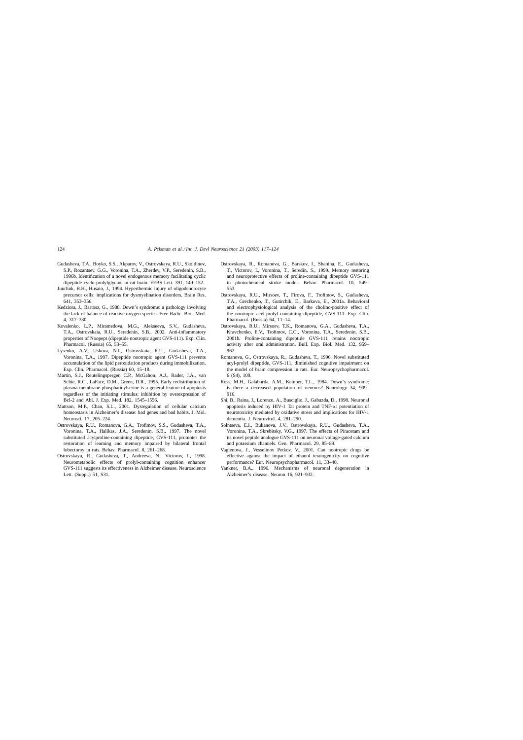Gudasheva, T.A., Boyko, S.S., Akparov, V., Ostrovskaya, R.U., Skoldinov, S.P., Rozantsev, G.G., Voronina, T.A., Zherdev, V.P., Seredenin, S.B., 1996b. Identification of a novel endogenous memory facilitating cyclic dipeptide cyclo-prolylglycine in rat brain. FEBS Lett. 391, 149–152.

Juurlink, B.H., Husain, J., 1994. Hyperthermic injury of oligodendrocyte precursor cells: implications for dysmyelination disorders. Brain Res. 641, 353–356.

Kedziora, J., Bartosz, G., 1988. Down's syndrome: a pathology involving the lack of balance of reactive oxygen species. Free Radic. Biol. Med. 4, 317–330.

Kovalenko, L.P., Miramedova, M.G., Alekseeva, S.V., Gudasheva, T.A., Ostrovskaia, R.U., Seredenin, S.B., 2002. Anti-inflammatory properties of Noopept (dipeptide nootropic agent GVS-111). Exp. Clin. Pharmacol. (Russia) 65, 53–55.

Lysenko, A.V., Uskova, N.I., Ostrovskaia, R.U., Gudasheva, T.A., Voronina, T.A., 1997. Dipeptide nootropic agent GVS-111 prevents accumulation of the lipid peroxidation products during immobilization. Exp. Clin. Pharmacol. (Russia) 60, 15–18.

Martin, S.J., Reutelingsperger, C.P., McGahon, A.J., Rader, J.A., van Schie, R.C., LaFace, D.M., Green, D.R., 1995. Early redistribution of plasma membrane phosphatidylserine is a general feature of apoptosis regardless of the initiating stimulus: inhibition by overexpression of Bcl-2 and Abl. J. Exp. Med. 182, 1545–1556.

Mattson, M.P., Chan, S.L., 2001. Dysregulation of cellular calcium homeostasis in Alzheimer's disease: bad genes and bad habits. J. Mol. Neurosci. 17, 205–224.

Ostrovskaya, R.U., Romanova, G.A., Trofimov, S.S., Gudasheva, T.A., Voronina, T.A., Halikas, J.A., Seredenin, S.B., 1997. The novel substituted acylproline-containing dipeptide, GVS-111, promotes the restoration of learning and memory impaired by bilateral frontal lobectomy in rats. Behav. Pharmacol. 8, 261–268.

Ostrovskaya, R., Gudasheva, T., Andreeva, N., Victorov, I., 1998. Neurometabolic effects of prolyl-containing cognition enhancer GVS-111 suggests its effectiveness in Alzheimer disease. Neuroscience Lett. (Suppl.) 51, S31.

Ostrovskaya, R., Romanova, G., Barskov, I., Shanina, E., Gudasheva, T., Victorov, I., Voronina, T., Seredin, S., 1999. Memory restoring and neuroprotective effects of proline-containing dipeptide GVS-111 in photochemical stroke model. Behav. Pharmacol. 10, 549–553.

Ostrovskaya, R.U., Mirsoev, T., Firova, F., Trofimov, S., Gudasheva, T.A., Grechenko, T., Gutirchik, E., Barkova, E., 2001a. Behavioral and electrophysiological analysis of the cholino-positive effect of the nootropic acyl-prolyl containing dipeptide, GVS-111. Exp. Clin. Pharmacol. (Russia) 64, 11–14.

Ostrovskaya, R.U., Mirsoev, T.K., Romanova, G.A., Gudasheva, T.A., Kravchenko, E.V., Trofimov, C.C., Voronina, T.A., Seredenin, S.B., 2001b. Proline-containing dipeptide GVS-111 retains nootropic activity after oral administration. Bull. Exp. Biol. Med. 132, 959–962.

Romanova, G., Ostrovskaya, R., Gudasheva, T., 1996. Novel substituted acyl-prolyl dipeptide, GVS-111, diminished cognitive impairment on the model of brain compression in rats. Eur. Neuropsychopharmacol. 6 (S4), 100.

Ross, M.H., Galaburda, A.M., Kemper, T.L., 1984. Down's syndrome: is there a decreased population of neurons? Neurology 34, 909–916.

Shi, B., Raina, J., Lorenzo, A., Busciglio, J., Gabuzda, D., 1998. Neuronal apoptosis induced by HIV-1 Tat protein and TNF-$\alpha$: potentiation of neurotoxicity mediated by oxidative stress and implications for HIV-1 dementia. J. Neurovirol. 4, 281–290.

Solntseva, E.I., Bukanova, J.V., Ostrovskaya, R.U., Gudasheva, T.A., Voronina, T.A., Skrebitsky, V.G., 1997. The effects of Piracetam and its novel peptide analogue GVS-111 on neuronal voltage-gated calcium and potassium channels. Gen. Pharmacol. 29, 85–89.

Vaglenova, J., Vesselinov Petkov, V., 2001. Can nootropic drugs be effective against the impact of ethanol teratogenicity on cognitive performance? Eur. Neuropsychopharmacol. 11, 33–40.

Yankner, B.A., 1996. Mechanisms of neuronal degeneration in Alzheimer's disease. Neuron 16, 921–932.